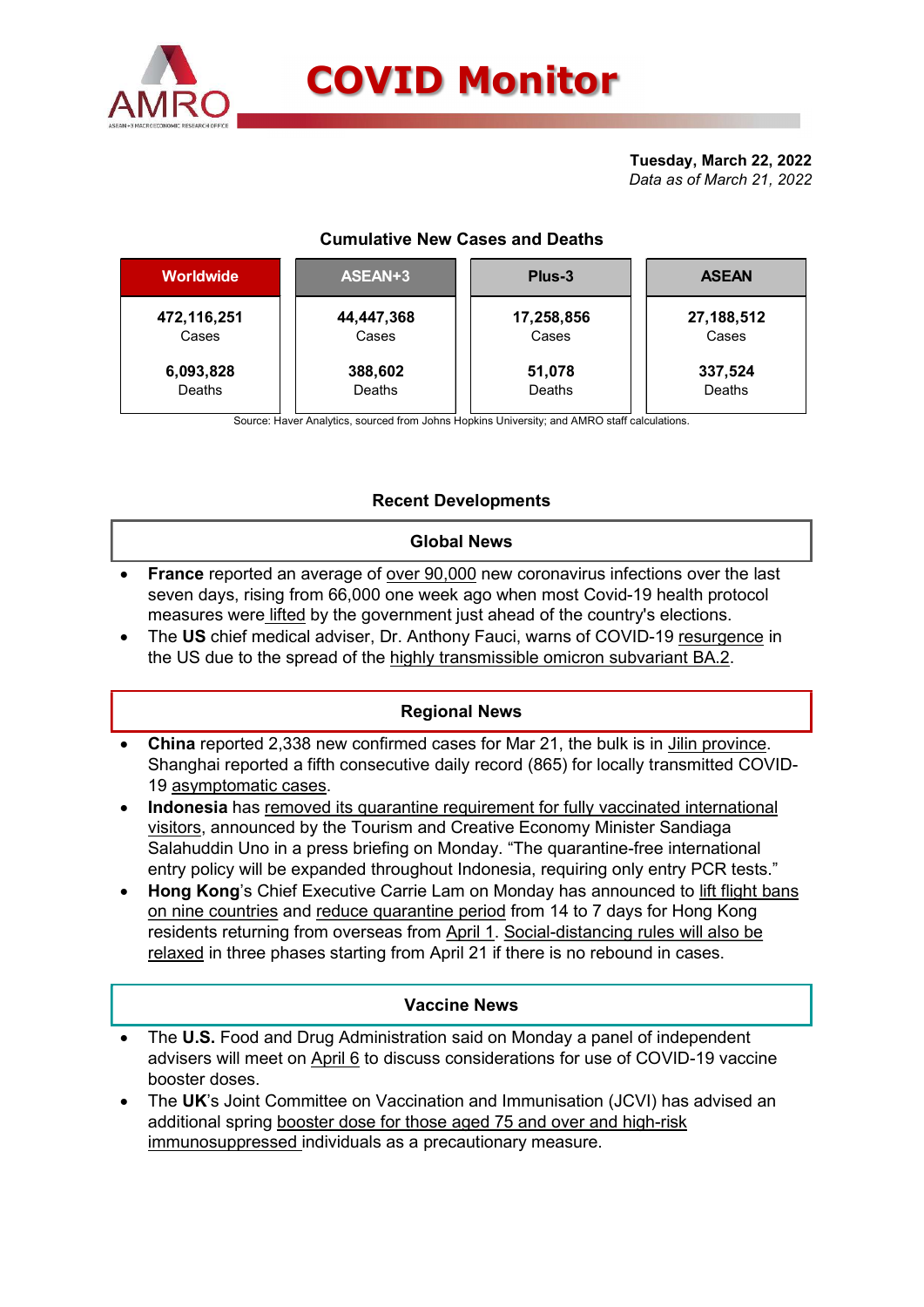# COVID Monitor

**Tuesday, March 22, 2022**
*Data as of March 21, 2022*

### Cumulative New Cases and Deaths

| Worldwide | ASEAN+3 | Plus-3 | ASEAN |
|---|---|---|---|
| **472,116,251** Cases | **44,447,368** Cases | **17,258,856** Cases | **27,188,512** Cases |
| **6,093,828** Deaths | **388,602** Deaths | **51,078** Deaths | **337,524** Deaths |

Source: Haver Analytics, sourced from Johns Hopkins University; and AMRO staff calculations.

## Recent Developments

### Global News

- **France** reported an average of over 90,000 new coronavirus infections over the last seven days, rising from 66,000 one week ago when most Covid-19 health protocol measures were lifted by the government just ahead of the country's elections.
- The **US** chief medical adviser, Dr. Anthony Fauci, warns of COVID-19 resurgence in the US due to the spread of the highly transmissible omicron subvariant BA.2.

### Regional News

- **China** reported 2,338 new confirmed cases for Mar 21, the bulk is in Jilin province. Shanghai reported a fifth consecutive daily record (865) for locally transmitted COVID-19 asymptomatic cases.
- **Indonesia** has removed its quarantine requirement for fully vaccinated international visitors, announced by the Tourism and Creative Economy Minister Sandiaga Salahuddin Uno in a press briefing on Monday. "The quarantine-free international entry policy will be expanded throughout Indonesia, requiring only entry PCR tests."
- **Hong Kong**'s Chief Executive Carrie Lam on Monday has announced to lift flight bans on nine countries and reduce quarantine period from 14 to 7 days for Hong Kong residents returning from overseas from April 1. Social-distancing rules will also be relaxed in three phases starting from April 21 if there is no rebound in cases.

### Vaccine News

- The **U.S.** Food and Drug Administration said on Monday a panel of independent advisers will meet on April 6 to discuss considerations for use of COVID-19 vaccine booster doses.
- The **UK**'s Joint Committee on Vaccination and Immunisation (JCVI) has advised an additional spring booster dose for those aged 75 and over and high-risk immunosuppressed individuals as a precautionary measure.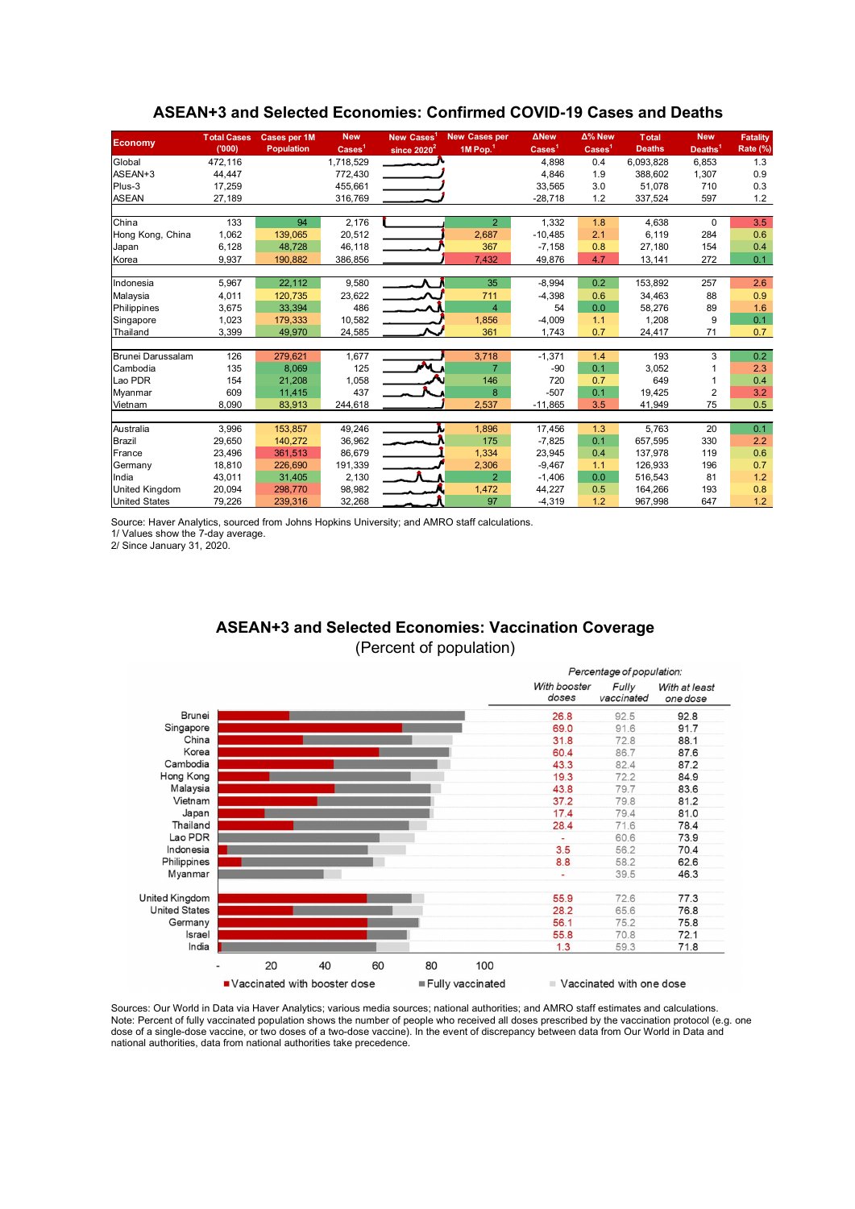## ASEAN+3 and Selected Economies: Confirmed COVID-19 Cases and Deaths

| Economy | Total Cases ('000) | Cases per 1M Population | New Cases[1] | New Cases[1] since 2020[2] | New Cases per 1M Pop.[1] | ΔNew Cases[1] | Δ% New Cases[1] | Total Deaths | New Deaths[1] | Fatality Rate (%) |
|---|---|---|---|---|---|---|---|---|---|---|
| Global | 472,116 | | 1,718,529 | | | 4,898 | 0.4 | 6,093,828 | 6,853 | 1.3 |
| ASEAN+3 | 44,447 | | 772,430 | | | 4,846 | 1.9 | 388,602 | 1,307 | 0.9 |
| Plus-3 | 17,259 | | 455,661 | | | 33,565 | 3.0 | 51,078 | 710 | 0.3 |
| ASEAN | 27,189 | | 316,769 | | | -28,718 | 1.2 | 337,524 | 597 | 1.2 |
| | | | | | | | | | | |
| China | 133 | 94 | 2,176 | | 2 | 1,332 | 1.8 | 4,638 | 0 | 3.5 |
| Hong Kong, China | 1,062 | 139,065 | 20,512 | | 2,687 | -10,485 | 2.1 | 6,119 | 284 | 0.6 |
| Japan | 6,128 | 48,728 | 46,118 | | 367 | -7,158 | 0.8 | 27,180 | 154 | 0.4 |
| Korea | 9,937 | 190,882 | 386,856 | | 7,432 | 49,876 | 4.7 | 13,141 | 272 | 0.1 |
| | | | | | | | | | | |
| Indonesia | 5,967 | 22,112 | 9,580 | | 35 | -8,994 | 0.2 | 153,892 | 257 | 2.6 |
| Malaysia | 4,011 | 120,735 | 23,622 | | 711 | -4,398 | 0.6 | 34,463 | 88 | 0.9 |
| Philippines | 3,675 | 33,394 | 486 | | 4 | 54 | 0.0 | 58,276 | 89 | 1.6 |
| Singapore | 1,023 | 179,333 | 10,582 | | 1,856 | -4,009 | 1.1 | 1,208 | 9 | 0.1 |
| Thailand | 3,399 | 49,970 | 24,585 | | 361 | 1,743 | 0.7 | 24,417 | 71 | 0.7 |
| | | | | | | | | | | |
| Brunei Darussalam | 126 | 279,621 | 1,677 | | 3,718 | -1,371 | 1.4 | 193 | 3 | 0.2 |
| Cambodia | 135 | 8,069 | 125 | | 7 | -90 | 0.1 | 3,052 | 1 | 2.3 |
| Lao PDR | 154 | 21,208 | 1,058 | | 146 | 720 | 0.7 | 649 | 1 | 0.4 |
| Myanmar | 609 | 11,415 | 437 | | 8 | -507 | 0.1 | 19,425 | 2 | 3.2 |
| Vietnam | 8,090 | 83,913 | 244,618 | | 2,537 | -11,865 | 3.5 | 41,949 | 75 | 0.5 |
| | | | | | | | | | | |
| Australia | 3,996 | 153,857 | 49,246 | | 1,896 | 17,456 | 1.3 | 5,763 | 20 | 0.1 |
| Brazil | 29,650 | 140,272 | 36,962 | | 175 | -7,825 | 0.1 | 657,595 | 330 | 2.2 |
| France | 23,496 | 361,513 | 86,679 | | 1,334 | 23,945 | 0.4 | 137,978 | 119 | 0.6 |
| Germany | 18,810 | 226,690 | 191,339 | | 2,306 | -9,467 | 1.1 | 126,933 | 196 | 0.7 |
| India | 43,011 | 31,405 | 2,130 | | 2 | -1,406 | 0.0 | 516,543 | 81 | 1.2 |
| United Kingdom | 20,094 | 298,770 | 98,982 | | 1,472 | 44,227 | 0.5 | 164,266 | 193 | 0.8 |
| United States | 79,226 | 239,316 | 32,268 | | 97 | -4,319 | 1.2 | 967,998 | 647 | 1.2 |

Source: Haver Analytics, sourced from Johns Hopkins University; and AMRO staff calculations.
1/ Values show the 7-day average.
2/ Since January 31, 2020.

## ASEAN+3 and Selected Economies: Vaccination Coverage

(Percent of population)

*Percentage of population:*

| Economy | *With booster doses* | *Fully vaccinated* | *With at least one dose* |
|---|---|---|---|
| Brunei | 26.8 | 92.5 | 92.8 |
| Singapore | 69.0 | 91.6 | 91.7 |
| China | 31.8 | 72.8 | 88.1 |
| Korea | 60.4 | 86.7 | 87.6 |
| Cambodia | 43.3 | 82.4 | 87.2 |
| Hong Kong | 19.3 | 72.2 | 84.9 |
| Malaysia | 43.8 | 79.7 | 83.6 |
| Vietnam | 37.2 | 79.8 | 81.2 |
| Japan | 17.4 | 79.4 | 81.0 |
| Thailand | 28.4 | 71.6 | 78.4 |
| Lao PDR | - | 60.6 | 73.9 |
| Indonesia | 3.5 | 56.2 | 70.4 |
| Philippines | 8.8 | 58.2 | 62.6 |
| Myanmar | - | 39.5 | 46.3 |
| | | | |
| United Kingdom | 55.9 | 72.6 | 77.3 |
| United States | 28.2 | 65.6 | 76.8 |
| Germany | 56.1 | 75.2 | 75.8 |
| Israel | 55.8 | 70.8 | 72.1 |
| India | 1.3 | 59.3 | 71.8 |

- 20 40 60 80 100

Vaccinated with booster dose · Fully vaccinated · Vaccinated with one dose

Sources: Our World in Data via Haver Analytics; various media sources; national authorities; and AMRO staff estimates and calculations.
Note: Percent of fully vaccinated population shows the number of people who received all doses prescribed by the vaccination protocol (e.g. one dose of a single-dose vaccine, or two doses of a two-dose vaccine). In the event of discrepancy between data from Our World in Data and national authorities, data from national authorities take precedence.